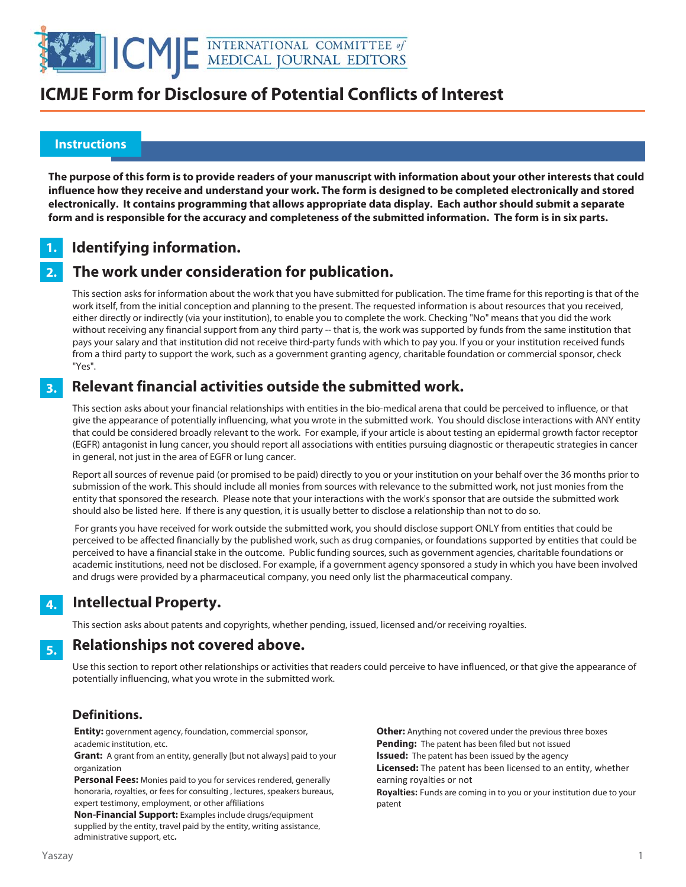# ICMJE Form for Disclosure of Potential Conflicts of Interest

## Instructions

**The purpose of this form is to provide readers of your manuscript with information about your other interests that could influence how they receive and understand your work. The form is designed to be completed electronically and stored electronically. It contains programming that allows appropriate data display. Each author should submit a separate form and is responsible for the accuracy and completeness of the submitted information. The form is in six parts.**

## 1. Identifying information.

## 2. The work under consideration for publication.

This section asks for information about the work that you have submitted for publication. The time frame for this reporting is that of the work itself, from the initial conception and planning to the present. The requested information is about resources that you received, either directly or indirectly (via your institution), to enable you to complete the work. Checking "No" means that you did the work without receiving any financial support from any third party -- that is, the work was supported by funds from the same institution that pays your salary and that institution did not receive third-party funds with which to pay you. If you or your institution received funds from a third party to support the work, such as a government granting agency, charitable foundation or commercial sponsor, check "Yes".

## 3. Relevant financial activities outside the submitted work.

This section asks about your financial relationships with entities in the bio-medical arena that could be perceived to influence, or that give the appearance of potentially influencing, what you wrote in the submitted work. You should disclose interactions with ANY entity that could be considered broadly relevant to the work. For example, if your article is about testing an epidermal growth factor receptor (EGFR) antagonist in lung cancer, you should report all associations with entities pursuing diagnostic or therapeutic strategies in cancer in general, not just in the area of EGFR or lung cancer.

Report all sources of revenue paid (or promised to be paid) directly to you or your institution on your behalf over the 36 months prior to submission of the work. This should include all monies from sources with relevance to the submitted work, not just monies from the entity that sponsored the research. Please note that your interactions with the work's sponsor that are outside the submitted work should also be listed here. If there is any question, it is usually better to disclose a relationship than not to do so.

For grants you have received for work outside the submitted work, you should disclose support ONLY from entities that could be perceived to be affected financially by the published work, such as drug companies, or foundations supported by entities that could be perceived to have a financial stake in the outcome. Public funding sources, such as government agencies, charitable foundations or academic institutions, need not be disclosed. For example, if a government agency sponsored a study in which you have been involved and drugs were provided by a pharmaceutical company, you need only list the pharmaceutical company.

## 4. Intellectual Property.

This section asks about patents and copyrights, whether pending, issued, licensed and/or receiving royalties.

## 5. Relationships not covered above.

Use this section to report other relationships or activities that readers could perceive to have influenced, or that give the appearance of potentially influencing, what you wrote in the submitted work.

### Definitions.

**Entity:** government agency, foundation, commercial sponsor, academic institution, etc.

**Grant:** A grant from an entity, generally [but not always] paid to your organization

**Personal Fees:** Monies paid to you for services rendered, generally honoraria, royalties, or fees for consulting , lectures, speakers bureaus, expert testimony, employment, or other affiliations

**Non-Financial Support:** Examples include drugs/equipment supplied by the entity, travel paid by the entity, writing assistance, administrative support, etc**.**

**Other:** Anything not covered under the previous three boxes

**Pending:** The patent has been filed but not issued

**Issued:** The patent has been issued by the agency

**Licensed:** The patent has been licensed to an entity, whether earning royalties or not

**Royalties:** Funds are coming in to you or your institution due to your patent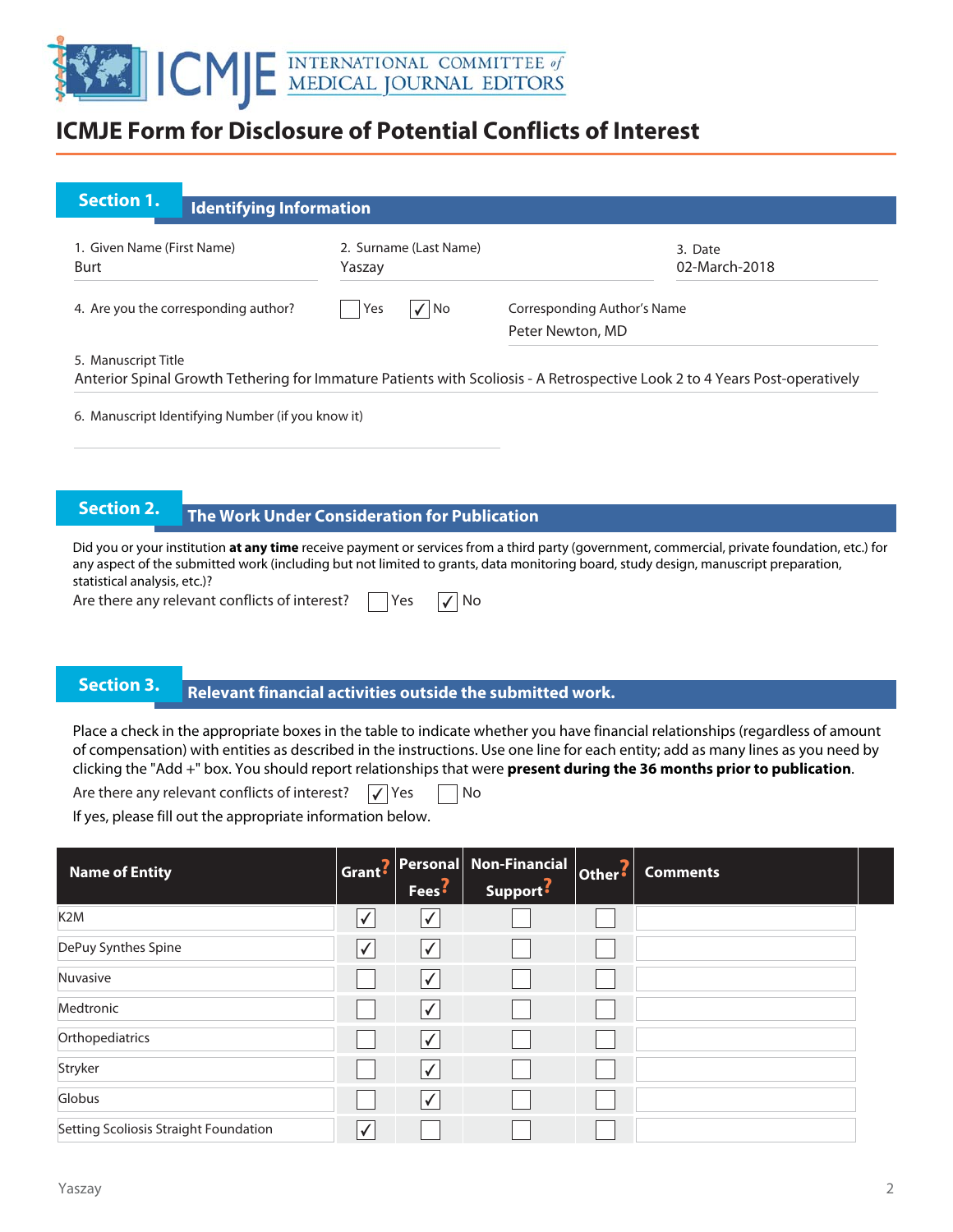# ICMJE Form for Disclosure of Potential Conflicts of Interest

## Section 1. Identifying Information

1. Given Name (First Name)
Burt

2. Surname (Last Name)
Yaszay

3. Date
02-March-2018

4. Are you the corresponding author? ☐ Yes ☑ No

Corresponding Author's Name
Peter Newton, MD

5. Manuscript Title
Anterior Spinal Growth Tethering for Immature Patients with Scoliosis - A Retrospective Look 2 to 4 Years Post-operatively

6. Manuscript Identifying Number (if you know it)

## Section 2. The Work Under Consideration for Publication

Did you or your institution **at any time** receive payment or services from a third party (government, commercial, private foundation, etc.) for any aspect of the submitted work (including but not limited to grants, data monitoring board, study design, manuscript preparation, statistical analysis, etc.)?

Are there any relevant conflicts of interest? ☐ Yes ☑ No

## Section 3. Relevant financial activities outside the submitted work.

Place a check in the appropriate boxes in the table to indicate whether you have financial relationships (regardless of amount of compensation) with entities as described in the instructions. Use one line for each entity; add as many lines as you need by clicking the "Add +" box. You should report relationships that were **present during the 36 months prior to publication**.

Are there any relevant conflicts of interest? ☑ Yes ☐ No

If yes, please fill out the appropriate information below.

| Name of Entity | Grant | Personal Fees | Non-Financial Support | Other | Comments |
|---|---|---|---|---|---|
| K2M | ✓ | ✓ | | | |
| DePuy Synthes Spine | ✓ | ✓ | | | |
| Nuvasive | | ✓ | | | |
| Medtronic | | ✓ | | | |
| Orthopediatrics | | ✓ | | | |
| Stryker | | ✓ | | | |
| Globus | | ✓ | | | |
| Setting Scoliosis Straight Foundation | ✓ | | | | |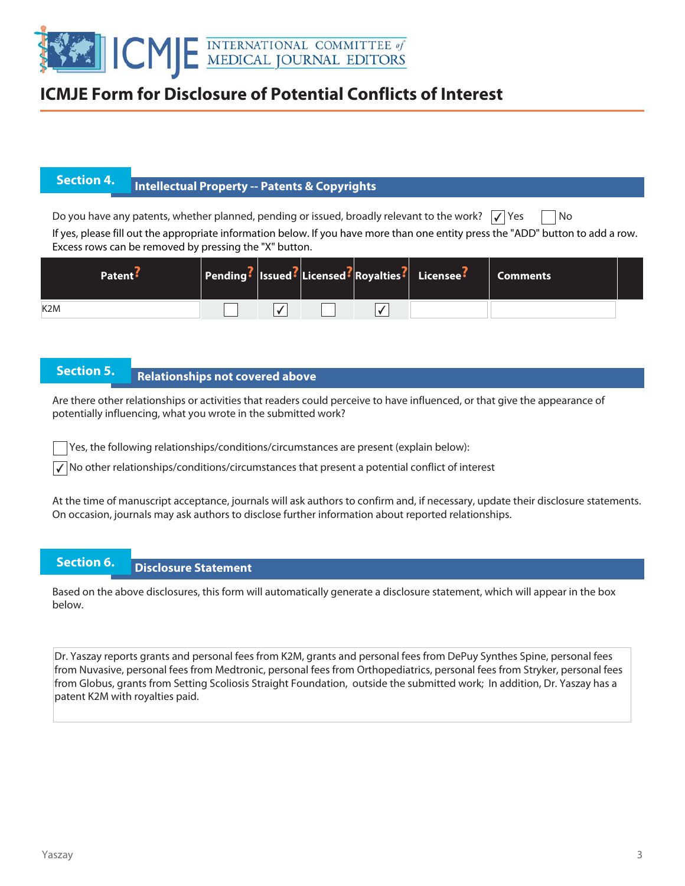# ICMJE Form for Disclosure of Potential Conflicts of Interest

## Section 4. Intellectual Property -- Patents & Copyrights

Do you have any patents, whether planned, pending or issued, broadly relevant to the work? ☑ Yes ☐ No

If yes, please fill out the appropriate information below. If you have more than one entity press the "ADD" button to add a row. Excess rows can be removed by pressing the "X" button.

| Patent | Pending | Issued | Licensed | Royalties | Licensee | Comments |
|---|---|---|---|---|---|---|
| K2M | ☐ | ☑ | ☐ | ☑ | | |

## Section 5. Relationships not covered above

Are there other relationships or activities that readers could perceive to have influenced, or that give the appearance of potentially influencing, what you wrote in the submitted work?

☐ Yes, the following relationships/conditions/circumstances are present (explain below):

☑ No other relationships/conditions/circumstances that present a potential conflict of interest

At the time of manuscript acceptance, journals will ask authors to confirm and, if necessary, update their disclosure statements. On occasion, journals may ask authors to disclose further information about reported relationships.

## Section 6. Disclosure Statement

Based on the above disclosures, this form will automatically generate a disclosure statement, which will appear in the box below.

Dr. Yaszay reports grants and personal fees from K2M, grants and personal fees from DePuy Synthes Spine, personal fees from Nuvasive, personal fees from Medtronic, personal fees from Orthopediatrics, personal fees from Stryker, personal fees from Globus, grants from Setting Scoliosis Straight Foundation, outside the submitted work; In addition, Dr. Yaszay has a patent K2M with royalties paid.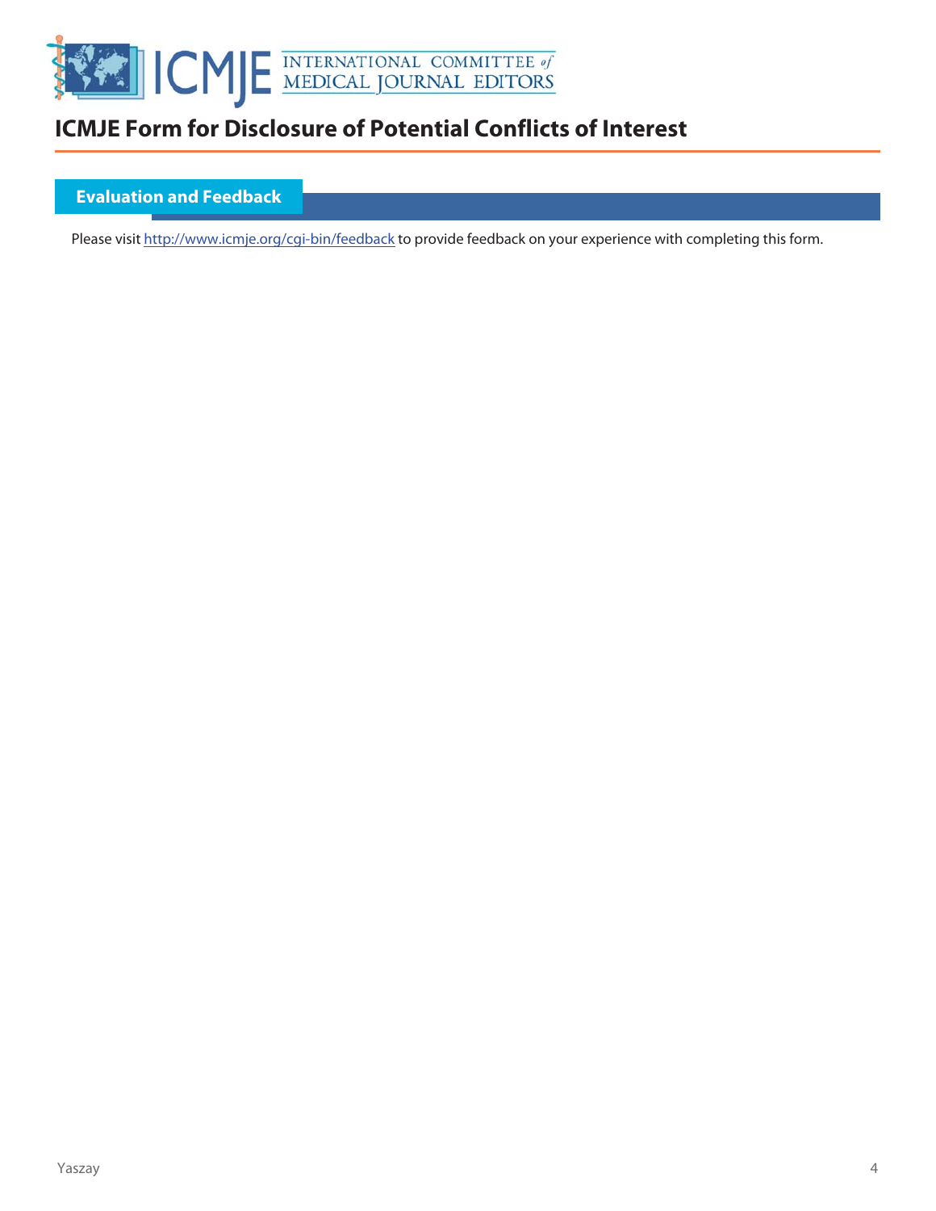# ICMJE Form for Disclosure of Potential Conflicts of Interest

## Evaluation and Feedback

Please visit http://www.icmje.org/cgi-bin/feedback to provide feedback on your experience with completing this form.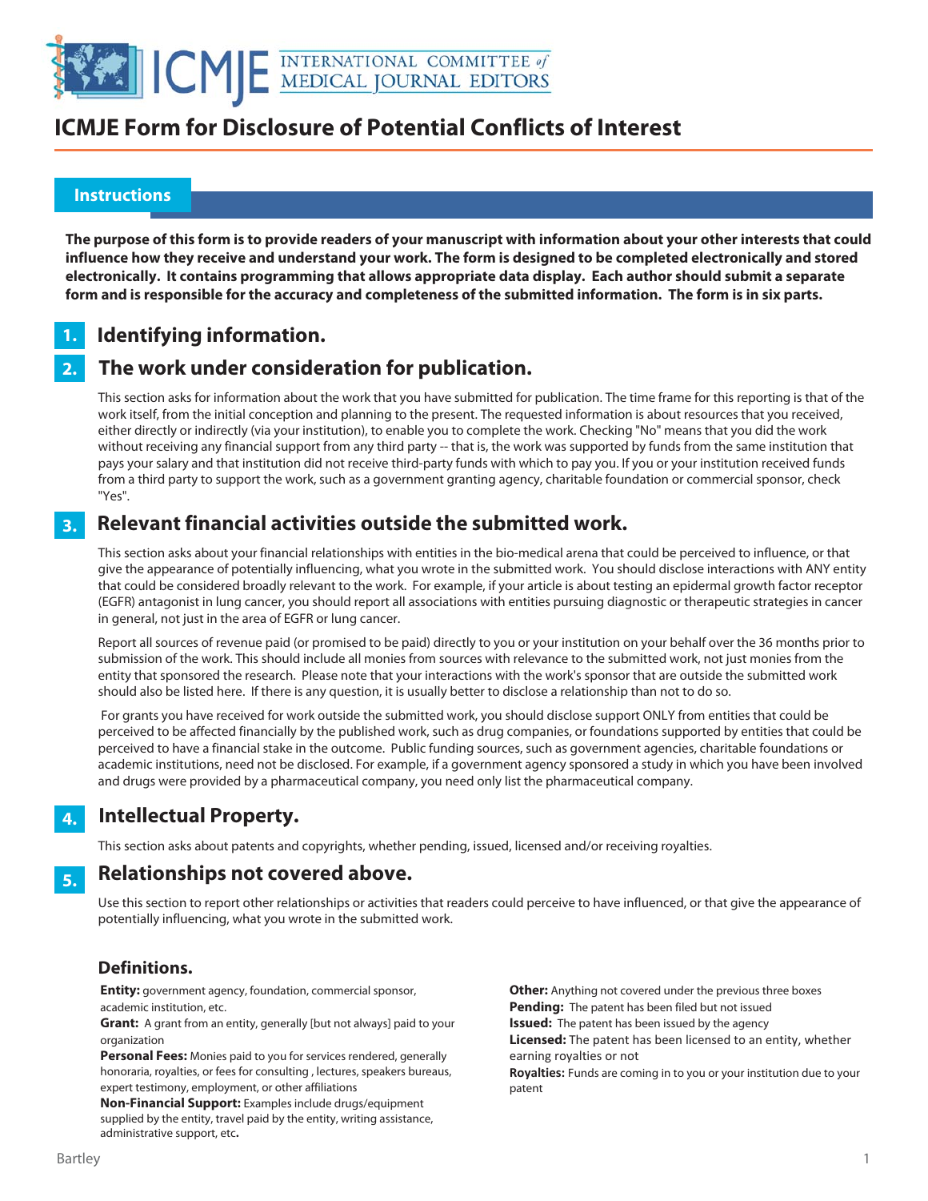# ICMJE Form for Disclosure of Potential Conflicts of Interest

## Instructions

**The purpose of this form is to provide readers of your manuscript with information about your other interests that could influence how they receive and understand your work. The form is designed to be completed electronically and stored electronically. It contains programming that allows appropriate data display. Each author should submit a separate form and is responsible for the accuracy and completeness of the submitted information. The form is in six parts.**

## 1. Identifying information.

## 2. The work under consideration for publication.

This section asks for information about the work that you have submitted for publication. The time frame for this reporting is that of the work itself, from the initial conception and planning to the present. The requested information is about resources that you received, either directly or indirectly (via your institution), to enable you to complete the work. Checking "No" means that you did the work without receiving any financial support from any third party -- that is, the work was supported by funds from the same institution that pays your salary and that institution did not receive third-party funds with which to pay you. If you or your institution received funds from a third party to support the work, such as a government granting agency, charitable foundation or commercial sponsor, check "Yes".

## 3. Relevant financial activities outside the submitted work.

This section asks about your financial relationships with entities in the bio-medical arena that could be perceived to influence, or that give the appearance of potentially influencing, what you wrote in the submitted work. You should disclose interactions with ANY entity that could be considered broadly relevant to the work. For example, if your article is about testing an epidermal growth factor receptor (EGFR) antagonist in lung cancer, you should report all associations with entities pursuing diagnostic or therapeutic strategies in cancer in general, not just in the area of EGFR or lung cancer.

Report all sources of revenue paid (or promised to be paid) directly to you or your institution on your behalf over the 36 months prior to submission of the work. This should include all monies from sources with relevance to the submitted work, not just monies from the entity that sponsored the research. Please note that your interactions with the work's sponsor that are outside the submitted work should also be listed here. If there is any question, it is usually better to disclose a relationship than not to do so.

For grants you have received for work outside the submitted work, you should disclose support ONLY from entities that could be perceived to be affected financially by the published work, such as drug companies, or foundations supported by entities that could be perceived to have a financial stake in the outcome. Public funding sources, such as government agencies, charitable foundations or academic institutions, need not be disclosed. For example, if a government agency sponsored a study in which you have been involved and drugs were provided by a pharmaceutical company, you need only list the pharmaceutical company.

## 4. Intellectual Property.

This section asks about patents and copyrights, whether pending, issued, licensed and/or receiving royalties.

## 5. Relationships not covered above.

Use this section to report other relationships or activities that readers could perceive to have influenced, or that give the appearance of potentially influencing, what you wrote in the submitted work.

### Definitions.

**Entity:** government agency, foundation, commercial sponsor, academic institution, etc.

**Grant:** A grant from an entity, generally [but not always] paid to your organization

**Personal Fees:** Monies paid to you for services rendered, generally honoraria, royalties, or fees for consulting , lectures, speakers bureaus, expert testimony, employment, or other affiliations

**Non-Financial Support:** Examples include drugs/equipment supplied by the entity, travel paid by the entity, writing assistance, administrative support, etc**.**

**Other:** Anything not covered under the previous three boxes

**Pending:** The patent has been filed but not issued

**Issued:** The patent has been issued by the agency

**Licensed:** The patent has been licensed to an entity, whether earning royalties or not

**Royalties:** Funds are coming in to you or your institution due to your patent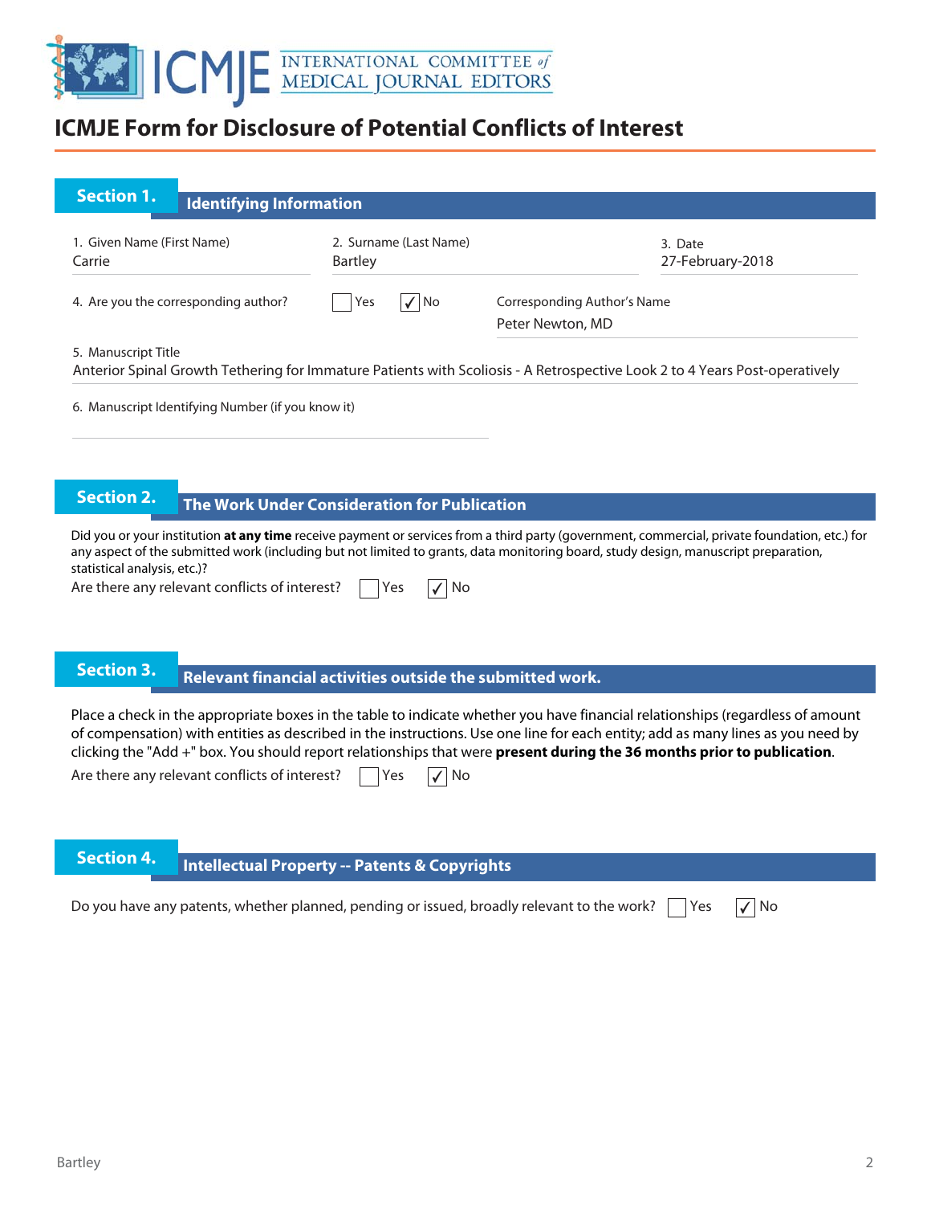# ICMJE Form for Disclosure of Potential Conflicts of Interest

## Section 1. Identifying Information

1. Given Name (First Name)
Carrie

2. Surname (Last Name)
Bartley

3. Date
27-February-2018

4. Are you the corresponding author? ☐ Yes ☑ No

Corresponding Author's Name
Peter Newton, MD

5. Manuscript Title
Anterior Spinal Growth Tethering for Immature Patients with Scoliosis - A Retrospective Look 2 to 4 Years Post-operatively

6. Manuscript Identifying Number (if you know it)

## Section 2. The Work Under Consideration for Publication

Did you or your institution **at any time** receive payment or services from a third party (government, commercial, private foundation, etc.) for any aspect of the submitted work (including but not limited to grants, data monitoring board, study design, manuscript preparation, statistical analysis, etc.)?

Are there any relevant conflicts of interest? ☐ Yes ☑ No

## Section 3. Relevant financial activities outside the submitted work.

Place a check in the appropriate boxes in the table to indicate whether you have financial relationships (regardless of amount of compensation) with entities as described in the instructions. Use one line for each entity; add as many lines as you need by clicking the "Add +" box. You should report relationships that were **present during the 36 months prior to publication**.

Are there any relevant conflicts of interest? ☐ Yes ☑ No

## Section 4. Intellectual Property -- Patents & Copyrights

Do you have any patents, whether planned, pending or issued, broadly relevant to the work? ☐ Yes ☑ No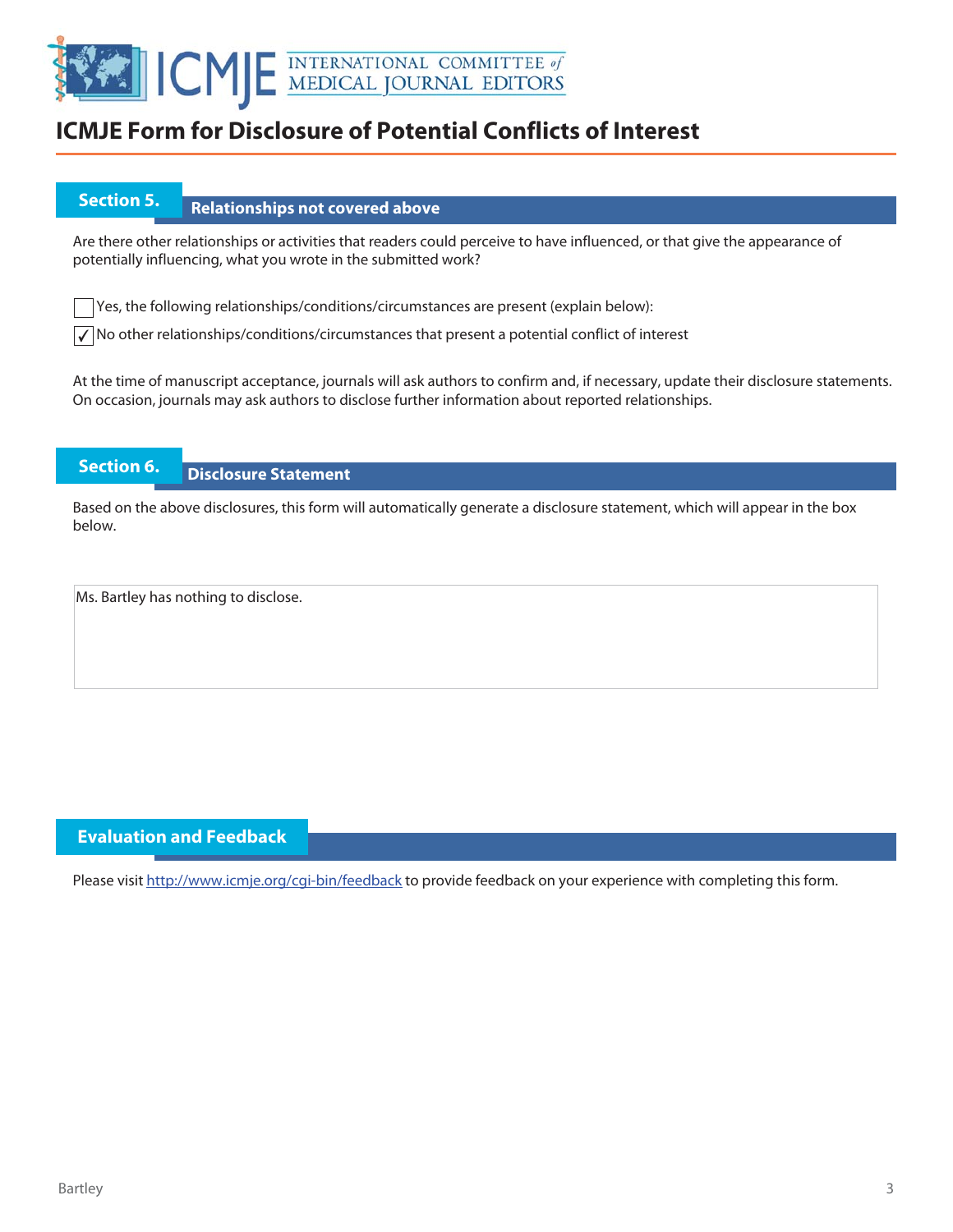# ICMJE Form for Disclosure of Potential Conflicts of Interest

## Section 5. Relationships not covered above

Are there other relationships or activities that readers could perceive to have influenced, or that give the appearance of potentially influencing, what you wrote in the submitted work?

- [ ] Yes, the following relationships/conditions/circumstances are present (explain below):
- [x] No other relationships/conditions/circumstances that present a potential conflict of interest

At the time of manuscript acceptance, journals will ask authors to confirm and, if necessary, update their disclosure statements. On occasion, journals may ask authors to disclose further information about reported relationships.

## Section 6. Disclosure Statement

Based on the above disclosures, this form will automatically generate a disclosure statement, which will appear in the box below.

Ms. Bartley has nothing to disclose.

## Evaluation and Feedback

Please visit http://www.icmje.org/cgi-bin/feedback to provide feedback on your experience with completing this form.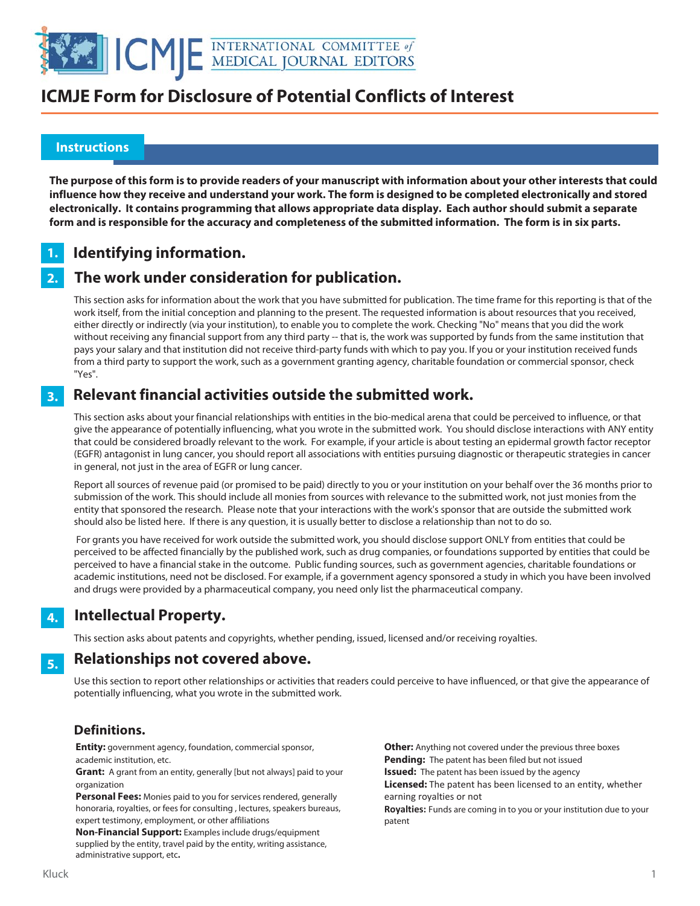# ICMJE Form for Disclosure of Potential Conflicts of Interest

## Instructions

**The purpose of this form is to provide readers of your manuscript with information about your other interests that could influence how they receive and understand your work. The form is designed to be completed electronically and stored electronically. It contains programming that allows appropriate data display. Each author should submit a separate form and is responsible for the accuracy and completeness of the submitted information. The form is in six parts.**

## 1. Identifying information.

## 2. The work under consideration for publication.

This section asks for information about the work that you have submitted for publication. The time frame for this reporting is that of the work itself, from the initial conception and planning to the present. The requested information is about resources that you received, either directly or indirectly (via your institution), to enable you to complete the work. Checking "No" means that you did the work without receiving any financial support from any third party -- that is, the work was supported by funds from the same institution that pays your salary and that institution did not receive third-party funds with which to pay you. If you or your institution received funds from a third party to support the work, such as a government granting agency, charitable foundation or commercial sponsor, check "Yes".

## 3. Relevant financial activities outside the submitted work.

This section asks about your financial relationships with entities in the bio-medical arena that could be perceived to influence, or that give the appearance of potentially influencing, what you wrote in the submitted work. You should disclose interactions with ANY entity that could be considered broadly relevant to the work. For example, if your article is about testing an epidermal growth factor receptor (EGFR) antagonist in lung cancer, you should report all associations with entities pursuing diagnostic or therapeutic strategies in cancer in general, not just in the area of EGFR or lung cancer.

Report all sources of revenue paid (or promised to be paid) directly to you or your institution on your behalf over the 36 months prior to submission of the work. This should include all monies from sources with relevance to the submitted work, not just monies from the entity that sponsored the research. Please note that your interactions with the work's sponsor that are outside the submitted work should also be listed here. If there is any question, it is usually better to disclose a relationship than not to do so.

For grants you have received for work outside the submitted work, you should disclose support ONLY from entities that could be perceived to be affected financially by the published work, such as drug companies, or foundations supported by entities that could be perceived to have a financial stake in the outcome. Public funding sources, such as government agencies, charitable foundations or academic institutions, need not be disclosed. For example, if a government agency sponsored a study in which you have been involved and drugs were provided by a pharmaceutical company, you need only list the pharmaceutical company.

## 4. Intellectual Property.

This section asks about patents and copyrights, whether pending, issued, licensed and/or receiving royalties.

## 5. Relationships not covered above.

Use this section to report other relationships or activities that readers could perceive to have influenced, or that give the appearance of potentially influencing, what you wrote in the submitted work.

### Definitions.

**Entity:** government agency, foundation, commercial sponsor, academic institution, etc.

**Grant:** A grant from an entity, generally [but not always] paid to your organization

**Personal Fees:** Monies paid to you for services rendered, generally honoraria, royalties, or fees for consulting , lectures, speakers bureaus, expert testimony, employment, or other affiliations

**Non-Financial Support:** Examples include drugs/equipment supplied by the entity, travel paid by the entity, writing assistance, administrative support, etc**.**

**Other:** Anything not covered under the previous three boxes

**Pending:** The patent has been filed but not issued

**Issued:** The patent has been issued by the agency

**Licensed:** The patent has been licensed to an entity, whether earning royalties or not

**Royalties:** Funds are coming in to you or your institution due to your patent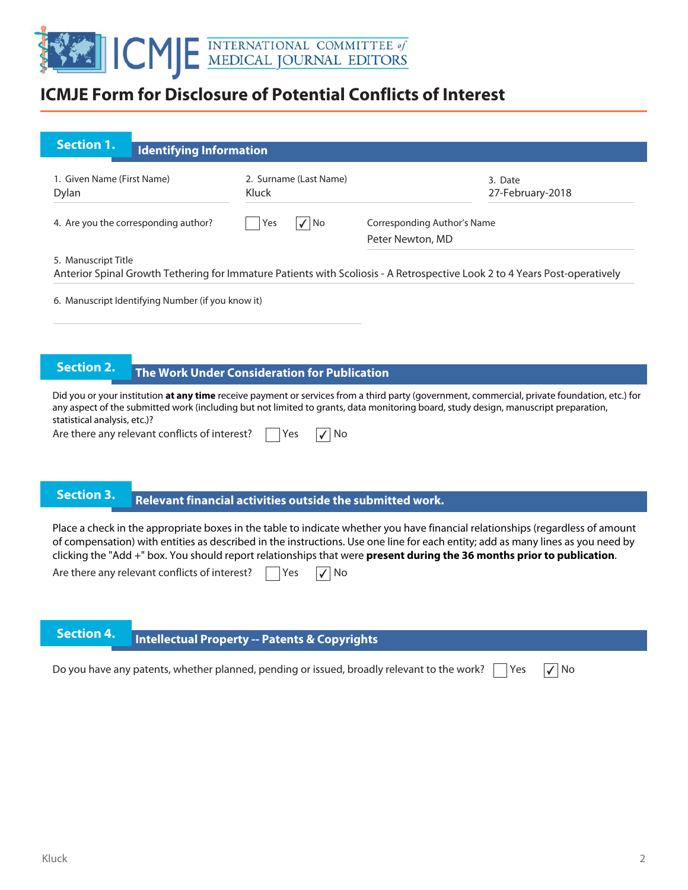# ICMJE Form for Disclosure of Potential Conflicts of Interest

## Section 1. Identifying Information

1. Given Name (First Name): Dylan
2. Surname (Last Name): Kluck
3. Date: 27-February-2018
4. Are you the corresponding author? ☐ Yes ☑ No

Corresponding Author's Name: Peter Newton, MD

5. Manuscript Title: Anterior Spinal Growth Tethering for Immature Patients with Scoliosis - A Retrospective Look 2 to 4 Years Post-operatively

6. Manuscript Identifying Number (if you know it)

## Section 2. The Work Under Consideration for Publication

Did you or your institution **at any time** receive payment or services from a third party (government, commercial, private foundation, etc.) for any aspect of the submitted work (including but not limited to grants, data monitoring board, study design, manuscript preparation, statistical analysis, etc.)?

Are there any relevant conflicts of interest? ☐ Yes ☑ No

## Section 3. Relevant financial activities outside the submitted work.

Place a check in the appropriate boxes in the table to indicate whether you have financial relationships (regardless of amount of compensation) with entities as described in the instructions. Use one line for each entity; add as many lines as you need by clicking the "Add +" box. You should report relationships that were **present during the 36 months prior to publication**.

Are there any relevant conflicts of interest? ☐ Yes ☑ No

## Section 4. Intellectual Property -- Patents & Copyrights

Do you have any patents, whether planned, pending or issued, broadly relevant to the work? ☐ Yes ☑ No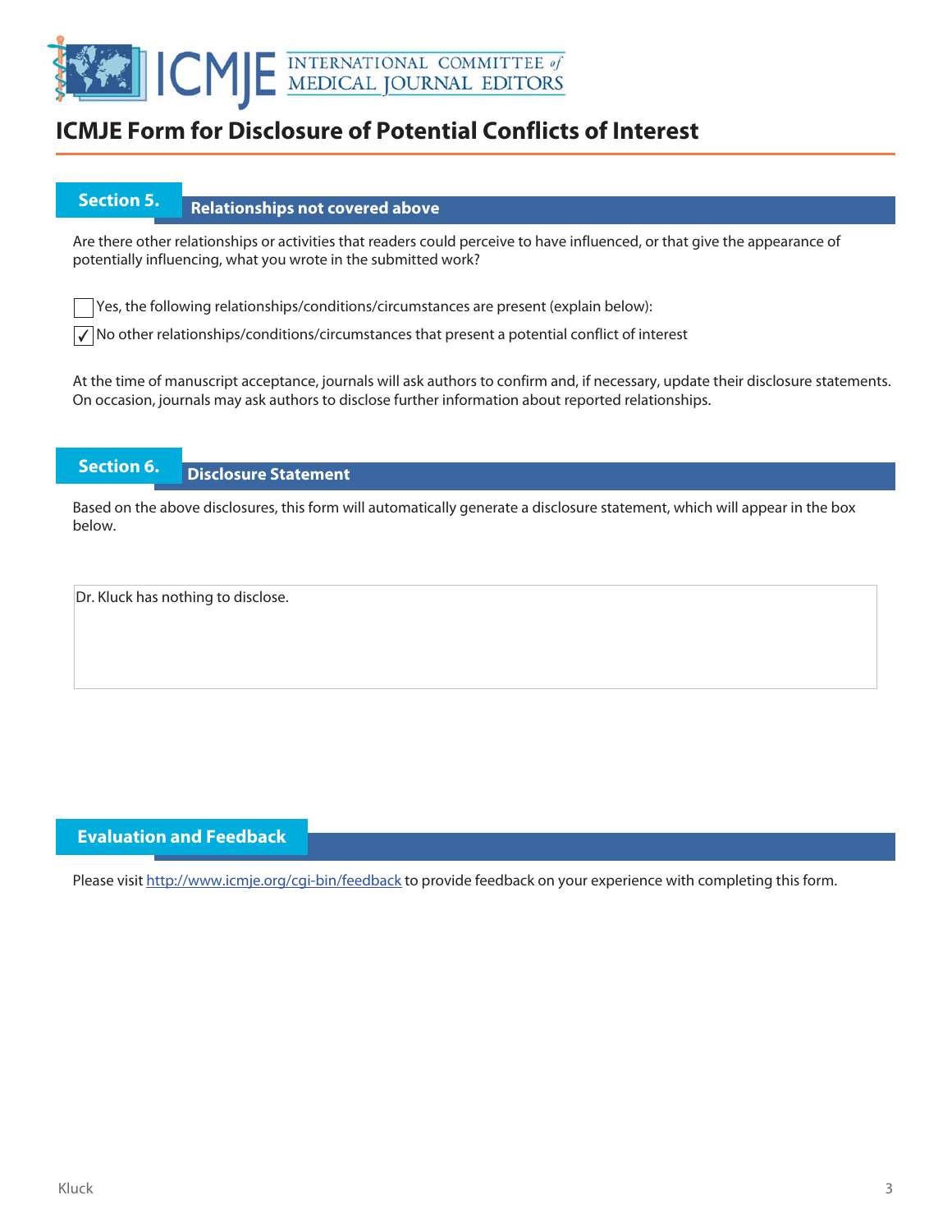# ICMJE Form for Disclosure of Potential Conflicts of Interest

## Section 5. Relationships not covered above

Are there other relationships or activities that readers could perceive to have influenced, or that give the appearance of potentially influencing, what you wrote in the submitted work?

☐ Yes, the following relationships/conditions/circumstances are present (explain below):

☑ No other relationships/conditions/circumstances that present a potential conflict of interest

At the time of manuscript acceptance, journals will ask authors to confirm and, if necessary, update their disclosure statements. On occasion, journals may ask authors to disclose further information about reported relationships.

## Section 6. Disclosure Statement

Based on the above disclosures, this form will automatically generate a disclosure statement, which will appear in the box below.

Dr. Kluck has nothing to disclose.

## Evaluation and Feedback

Please visit http://www.icmje.org/cgi-bin/feedback to provide feedback on your experience with completing this form.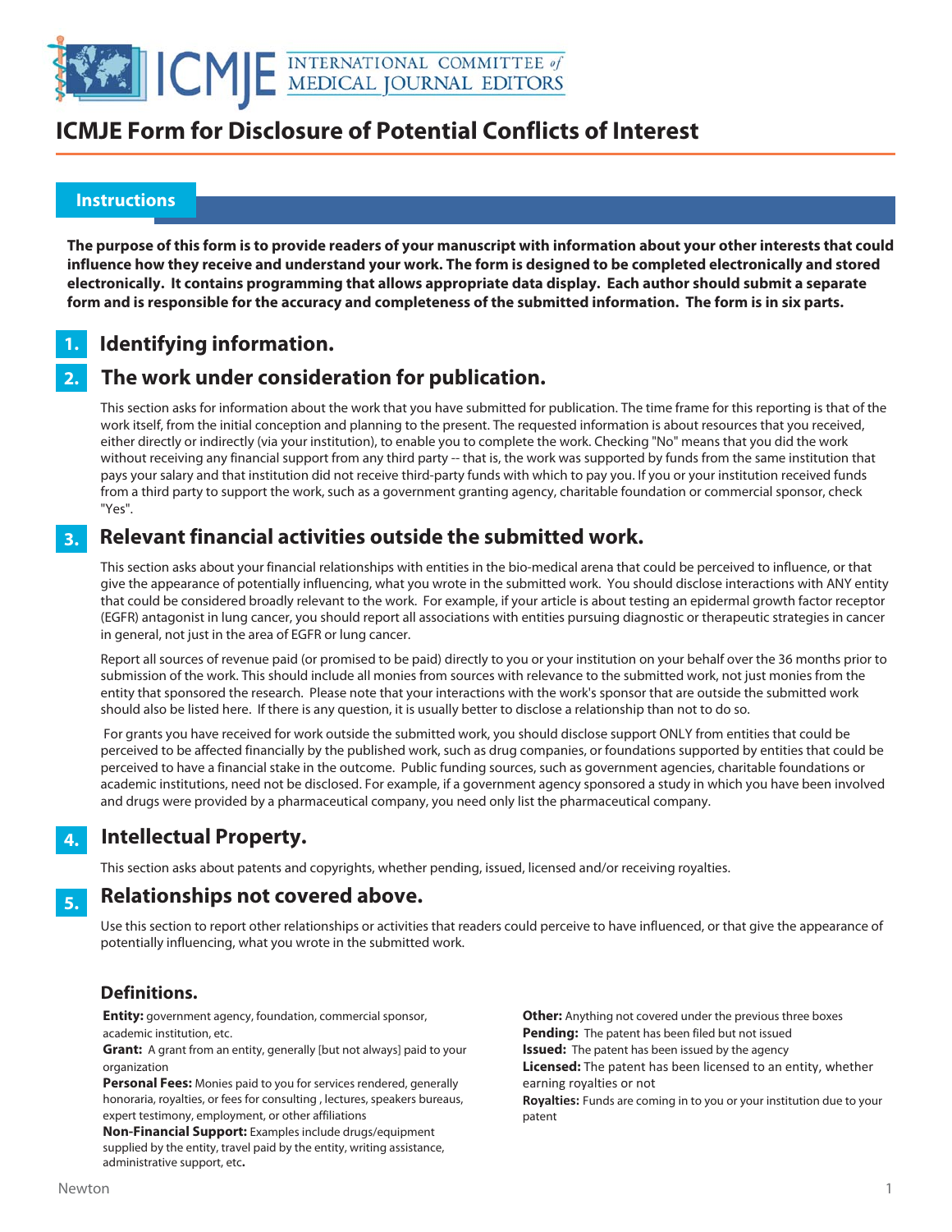# ICMJE Form for Disclosure of Potential Conflicts of Interest

## Instructions

**The purpose of this form is to provide readers of your manuscript with information about your other interests that could influence how they receive and understand your work. The form is designed to be completed electronically and stored electronically. It contains programming that allows appropriate data display. Each author should submit a separate form and is responsible for the accuracy and completeness of the submitted information. The form is in six parts.**

## 1. Identifying information.

## 2. The work under consideration for publication.

This section asks for information about the work that you have submitted for publication. The time frame for this reporting is that of the work itself, from the initial conception and planning to the present. The requested information is about resources that you received, either directly or indirectly (via your institution), to enable you to complete the work. Checking "No" means that you did the work without receiving any financial support from any third party -- that is, the work was supported by funds from the same institution that pays your salary and that institution did not receive third-party funds with which to pay you. If you or your institution received funds from a third party to support the work, such as a government granting agency, charitable foundation or commercial sponsor, check "Yes".

## 3. Relevant financial activities outside the submitted work.

This section asks about your financial relationships with entities in the bio-medical arena that could be perceived to influence, or that give the appearance of potentially influencing, what you wrote in the submitted work. You should disclose interactions with ANY entity that could be considered broadly relevant to the work. For example, if your article is about testing an epidermal growth factor receptor (EGFR) antagonist in lung cancer, you should report all associations with entities pursuing diagnostic or therapeutic strategies in cancer in general, not just in the area of EGFR or lung cancer.

Report all sources of revenue paid (or promised to be paid) directly to you or your institution on your behalf over the 36 months prior to submission of the work. This should include all monies from sources with relevance to the submitted work, not just monies from the entity that sponsored the research. Please note that your interactions with the work's sponsor that are outside the submitted work should also be listed here. If there is any question, it is usually better to disclose a relationship than not to do so.

For grants you have received for work outside the submitted work, you should disclose support ONLY from entities that could be perceived to be affected financially by the published work, such as drug companies, or foundations supported by entities that could be perceived to have a financial stake in the outcome. Public funding sources, such as government agencies, charitable foundations or academic institutions, need not be disclosed. For example, if a government agency sponsored a study in which you have been involved and drugs were provided by a pharmaceutical company, you need only list the pharmaceutical company.

## 4. Intellectual Property.

This section asks about patents and copyrights, whether pending, issued, licensed and/or receiving royalties.

## 5. Relationships not covered above.

Use this section to report other relationships or activities that readers could perceive to have influenced, or that give the appearance of potentially influencing, what you wrote in the submitted work.

### Definitions.

**Entity:** government agency, foundation, commercial sponsor, academic institution, etc.

**Grant:** A grant from an entity, generally [but not always] paid to your organization

**Personal Fees:** Monies paid to you for services rendered, generally honoraria, royalties, or fees for consulting , lectures, speakers bureaus, expert testimony, employment, or other affiliations

**Non-Financial Support:** Examples include drugs/equipment supplied by the entity, travel paid by the entity, writing assistance, administrative support, etc**.**

**Other:** Anything not covered under the previous three boxes

**Pending:** The patent has been filed but not issued

**Issued:** The patent has been issued by the agency

**Licensed:** The patent has been licensed to an entity, whether earning royalties or not

**Royalties:** Funds are coming in to you or your institution due to your patent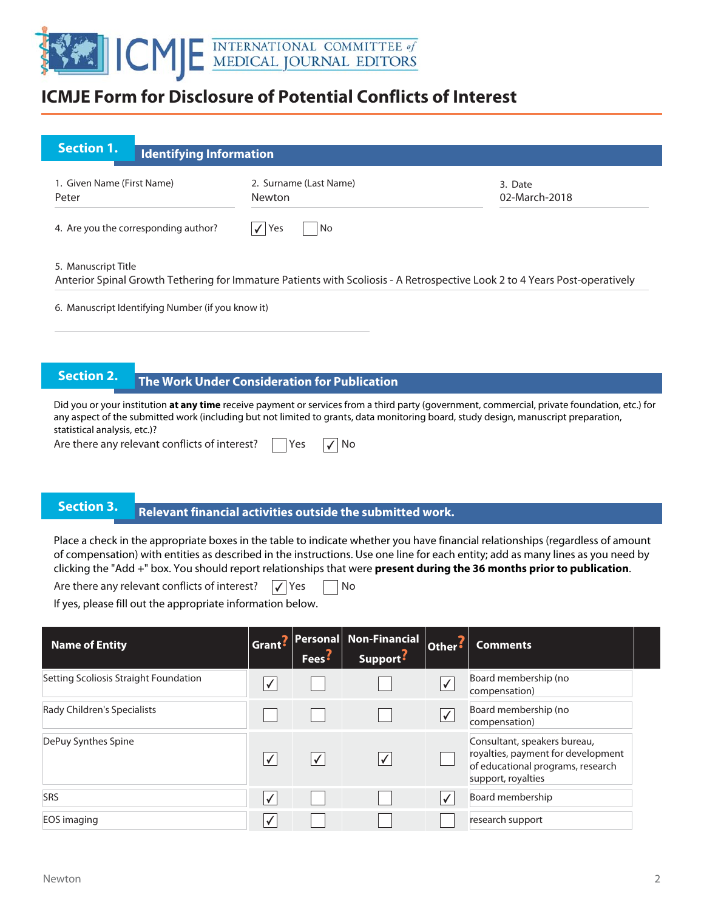# ICMJE Form for Disclosure of Potential Conflicts of Interest

## Section 1. Identifying Information

1. Given Name (First Name)
Peter

2. Surname (Last Name)
Newton

3. Date
02-March-2018

4. Are you the corresponding author? ☑ Yes ☐ No

5. Manuscript Title
Anterior Spinal Growth Tethering for Immature Patients with Scoliosis - A Retrospective Look 2 to 4 Years Post-operatively

6. Manuscript Identifying Number (if you know it)

## Section 2. The Work Under Consideration for Publication

Did you or your institution **at any time** receive payment or services from a third party (government, commercial, private foundation, etc.) for any aspect of the submitted work (including but not limited to grants, data monitoring board, study design, manuscript preparation, statistical analysis, etc.)?

Are there any relevant conflicts of interest? ☐ Yes ☑ No

## Section 3. Relevant financial activities outside the submitted work.

Place a check in the appropriate boxes in the table to indicate whether you have financial relationships (regardless of amount of compensation) with entities as described in the instructions. Use one line for each entity; add as many lines as you need by clicking the "Add +" box. You should report relationships that were **present during the 36 months prior to publication**.

Are there any relevant conflicts of interest? ☑ Yes ☐ No

If yes, please fill out the appropriate information below.

| Name of Entity | Grant? | Personal Fees? | Non-Financial Support? | Other? | Comments |
|---|---|---|---|---|---|
| Setting Scoliosis Straight Foundation | ☑ | ☐ | ☐ | ☑ | Board membership (no compensation) |
| Rady Children's Specialists | ☐ | ☐ | ☐ | ☑ | Board membership (no compensation) |
| DePuy Synthes Spine | ☑ | ☑ | ☑ | ☐ | Consultant, speakers bureau, royalties, payment for development of educational programs, research support, royalties |
| SRS | ☑ | ☐ | ☐ | ☑ | Board membership |
| EOS imaging | ☑ | ☐ | ☐ | ☐ | research support |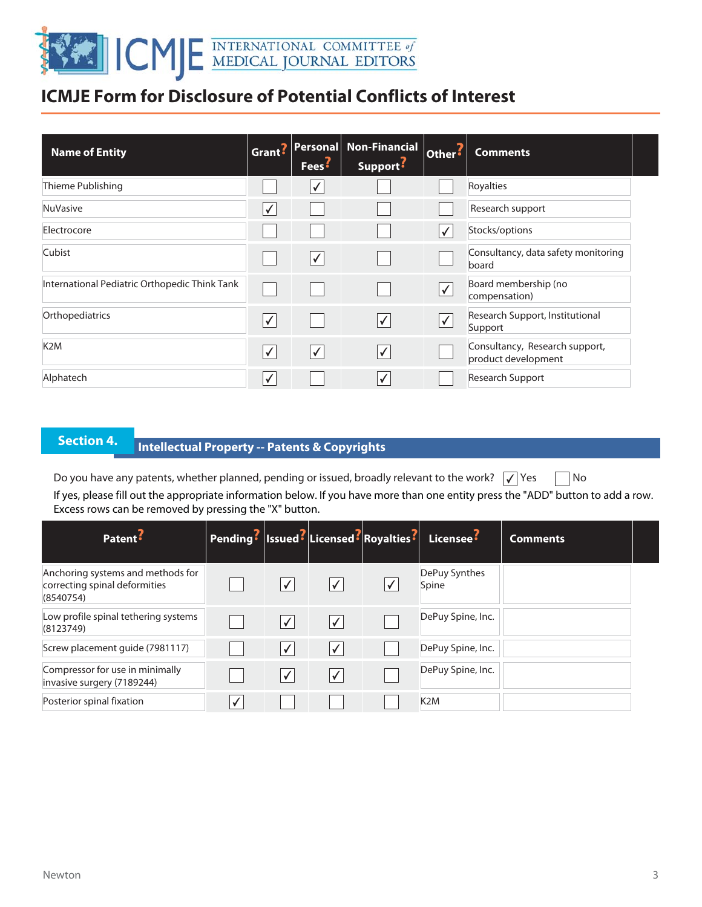# ICMJE Form for Disclosure of Potential Conflicts of Interest

| Name of Entity | Grant | Personal Fees | Non-Financial Support | Other | Comments |
|---|---|---|---|---|---|
| Thieme Publishing | ☐ | ☑ | ☐ | ☐ | Royalties |
| NuVasive | ☑ | ☐ | ☐ | ☐ | Research support |
| Electrocore | ☐ | ☐ | ☐ | ☑ | Stocks/options |
| Cubist | ☐ | ☑ | ☐ | ☐ | Consultancy, data safety monitoring board |
| International Pediatric Orthopedic Think Tank | ☐ | ☐ | ☐ | ☑ | Board membership (no compensation) |
| Orthopediatrics | ☑ | ☐ | ☑ | ☑ | Research Support, Institutional Support |
| K2M | ☑ | ☑ | ☑ | ☐ | Consultancy, Research support, product development |
| Alphatech | ☑ | ☐ | ☑ | ☐ | Research Support |

## Section 4. Intellectual Property -- Patents & Copyrights

Do you have any patents, whether planned, pending or issued, broadly relevant to the work? ☑ Yes ☐ No

If yes, please fill out the appropriate information below. If you have more than one entity press the "ADD" button to add a row. Excess rows can be removed by pressing the "X" button.

| Patent | Pending | Issued | Licensed | Royalties | Licensee | Comments |
|---|---|---|---|---|---|---|
| Anchoring systems and methods for correcting spinal deformities (8540754) | ☐ | ☑ | ☑ | ☑ | DePuy Synthes Spine | |
| Low profile spinal tethering systems (8123749) | ☐ | ☑ | ☑ | ☐ | DePuy Spine, Inc. | |
| Screw placement guide (7981117) | ☐ | ☑ | ☑ | ☐ | DePuy Spine, Inc. | |
| Compressor for use in minimally invasive surgery (7189244) | ☐ | ☑ | ☑ | ☐ | DePuy Spine, Inc. | |
| Posterior spinal fixation | ☑ | ☐ | ☐ | ☐ | K2M | |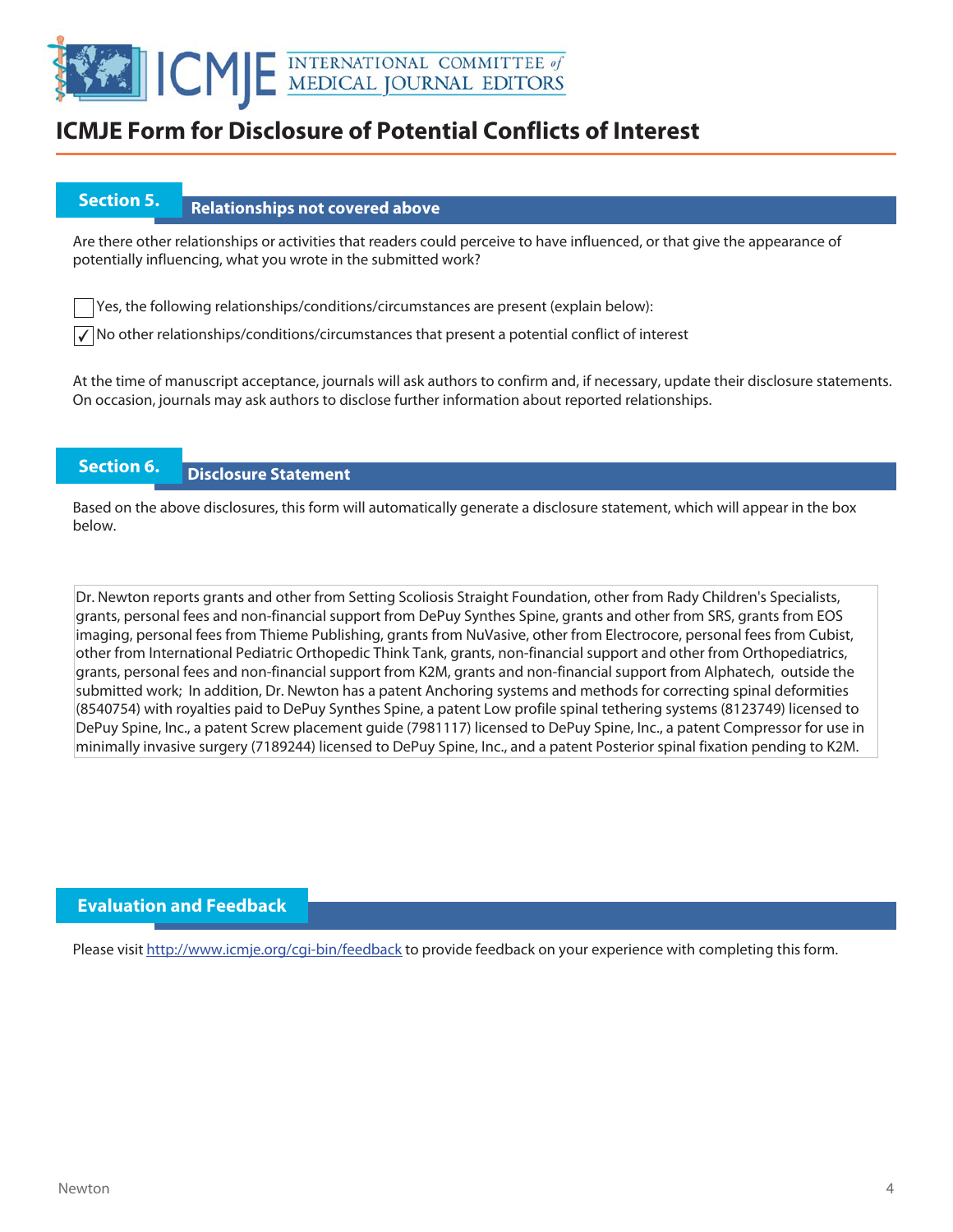# ICMJE Form for Disclosure of Potential Conflicts of Interest

## Section 5. Relationships not covered above

Are there other relationships or activities that readers could perceive to have influenced, or that give the appearance of potentially influencing, what you wrote in the submitted work?

☐ Yes, the following relationships/conditions/circumstances are present (explain below):

☑ No other relationships/conditions/circumstances that present a potential conflict of interest

At the time of manuscript acceptance, journals will ask authors to confirm and, if necessary, update their disclosure statements. On occasion, journals may ask authors to disclose further information about reported relationships.

## Section 6. Disclosure Statement

Based on the above disclosures, this form will automatically generate a disclosure statement, which will appear in the box below.

Dr. Newton reports grants and other from Setting Scoliosis Straight Foundation, other from Rady Children's Specialists, grants, personal fees and non-financial support from DePuy Synthes Spine, grants and other from SRS, grants from EOS imaging, personal fees from Thieme Publishing, grants from NuVasive, other from Electrocore, personal fees from Cubist, other from International Pediatric Orthopedic Think Tank, grants, non-financial support and other from Orthopediatrics, grants, personal fees and non-financial support from K2M, grants and non-financial support from Alphatech, outside the submitted work; In addition, Dr. Newton has a patent Anchoring systems and methods for correcting spinal deformities (8540754) with royalties paid to DePuy Synthes Spine, a patent Low profile spinal tethering systems (8123749) licensed to DePuy Spine, Inc., a patent Screw placement guide (7981117) licensed to DePuy Spine, Inc., a patent Compressor for use in minimally invasive surgery (7189244) licensed to DePuy Spine, Inc., and a patent Posterior spinal fixation pending to K2M.

## Evaluation and Feedback

Please visit http://www.icmje.org/cgi-bin/feedback to provide feedback on your experience with completing this form.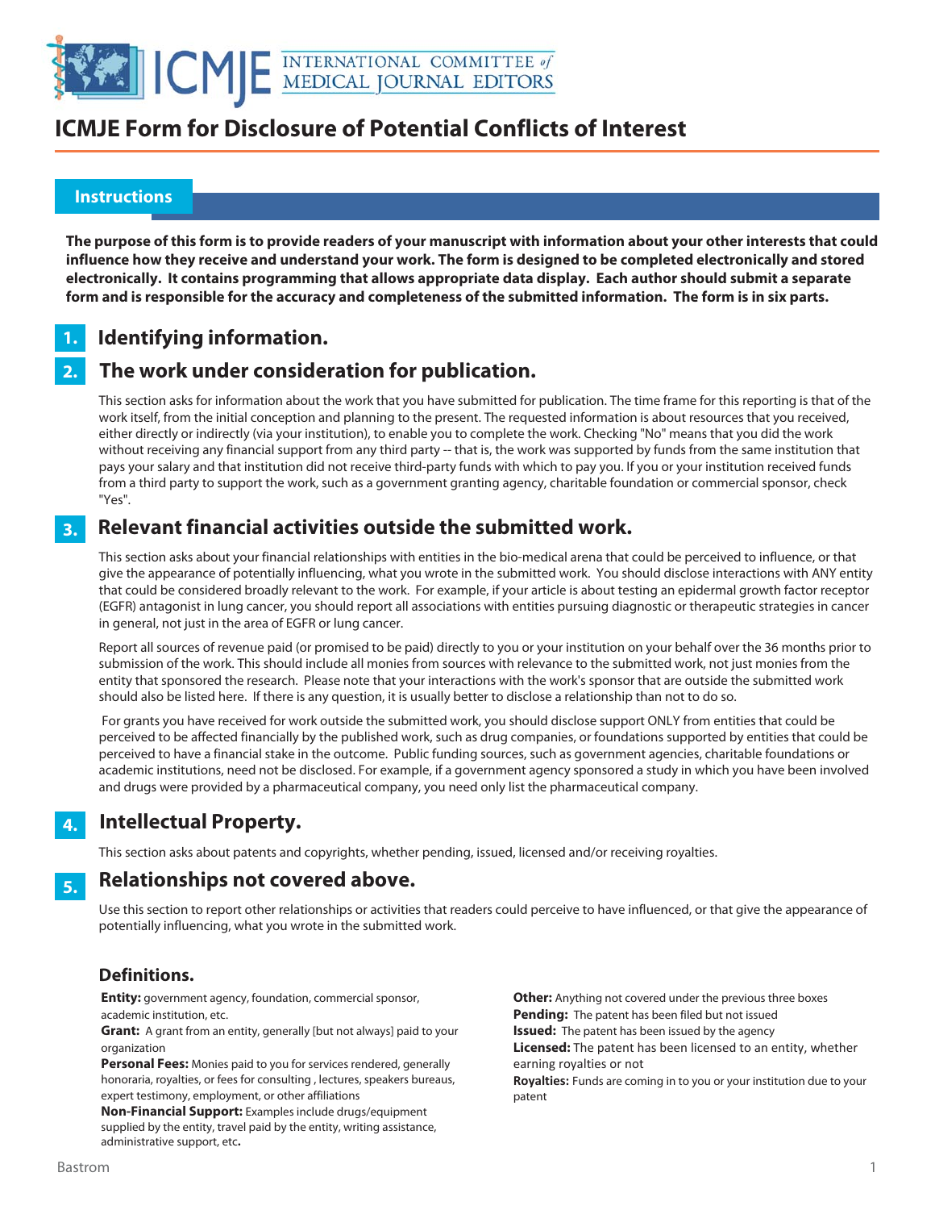# ICMJE Form for Disclosure of Potential Conflicts of Interest

## Instructions

**The purpose of this form is to provide readers of your manuscript with information about your other interests that could influence how they receive and understand your work. The form is designed to be completed electronically and stored electronically. It contains programming that allows appropriate data display. Each author should submit a separate form and is responsible for the accuracy and completeness of the submitted information. The form is in six parts.**

### 1. Identifying information.

### 2. The work under consideration for publication.

This section asks for information about the work that you have submitted for publication. The time frame for this reporting is that of the work itself, from the initial conception and planning to the present. The requested information is about resources that you received, either directly or indirectly (via your institution), to enable you to complete the work. Checking "No" means that you did the work without receiving any financial support from any third party -- that is, the work was supported by funds from the same institution that pays your salary and that institution did not receive third-party funds with which to pay you. If you or your institution received funds from a third party to support the work, such as a government granting agency, charitable foundation or commercial sponsor, check "Yes".

### 3. Relevant financial activities outside the submitted work.

This section asks about your financial relationships with entities in the bio-medical arena that could be perceived to influence, or that give the appearance of potentially influencing, what you wrote in the submitted work. You should disclose interactions with ANY entity that could be considered broadly relevant to the work. For example, if your article is about testing an epidermal growth factor receptor (EGFR) antagonist in lung cancer, you should report all associations with entities pursuing diagnostic or therapeutic strategies in cancer in general, not just in the area of EGFR or lung cancer.

Report all sources of revenue paid (or promised to be paid) directly to you or your institution on your behalf over the 36 months prior to submission of the work. This should include all monies from sources with relevance to the submitted work, not just monies from the entity that sponsored the research. Please note that your interactions with the work's sponsor that are outside the submitted work should also be listed here. If there is any question, it is usually better to disclose a relationship than not to do so.

For grants you have received for work outside the submitted work, you should disclose support ONLY from entities that could be perceived to be affected financially by the published work, such as drug companies, or foundations supported by entities that could be perceived to have a financial stake in the outcome. Public funding sources, such as government agencies, charitable foundations or academic institutions, need not be disclosed. For example, if a government agency sponsored a study in which you have been involved and drugs were provided by a pharmaceutical company, you need only list the pharmaceutical company.

### 4. Intellectual Property.

This section asks about patents and copyrights, whether pending, issued, licensed and/or receiving royalties.

### 5. Relationships not covered above.

Use this section to report other relationships or activities that readers could perceive to have influenced, or that give the appearance of potentially influencing, what you wrote in the submitted work.

### Definitions.

**Entity:** government agency, foundation, commercial sponsor, academic institution, etc.

**Grant:** A grant from an entity, generally [but not always] paid to your organization

**Personal Fees:** Monies paid to you for services rendered, generally honoraria, royalties, or fees for consulting , lectures, speakers bureaus, expert testimony, employment, or other affiliations

**Non-Financial Support:** Examples include drugs/equipment supplied by the entity, travel paid by the entity, writing assistance, administrative support, etc**.**

**Other:** Anything not covered under the previous three boxes

**Pending:** The patent has been filed but not issued

**Issued:** The patent has been issued by the agency

**Licensed:** The patent has been licensed to an entity, whether earning royalties or not

**Royalties:** Funds are coming in to you or your institution due to your patent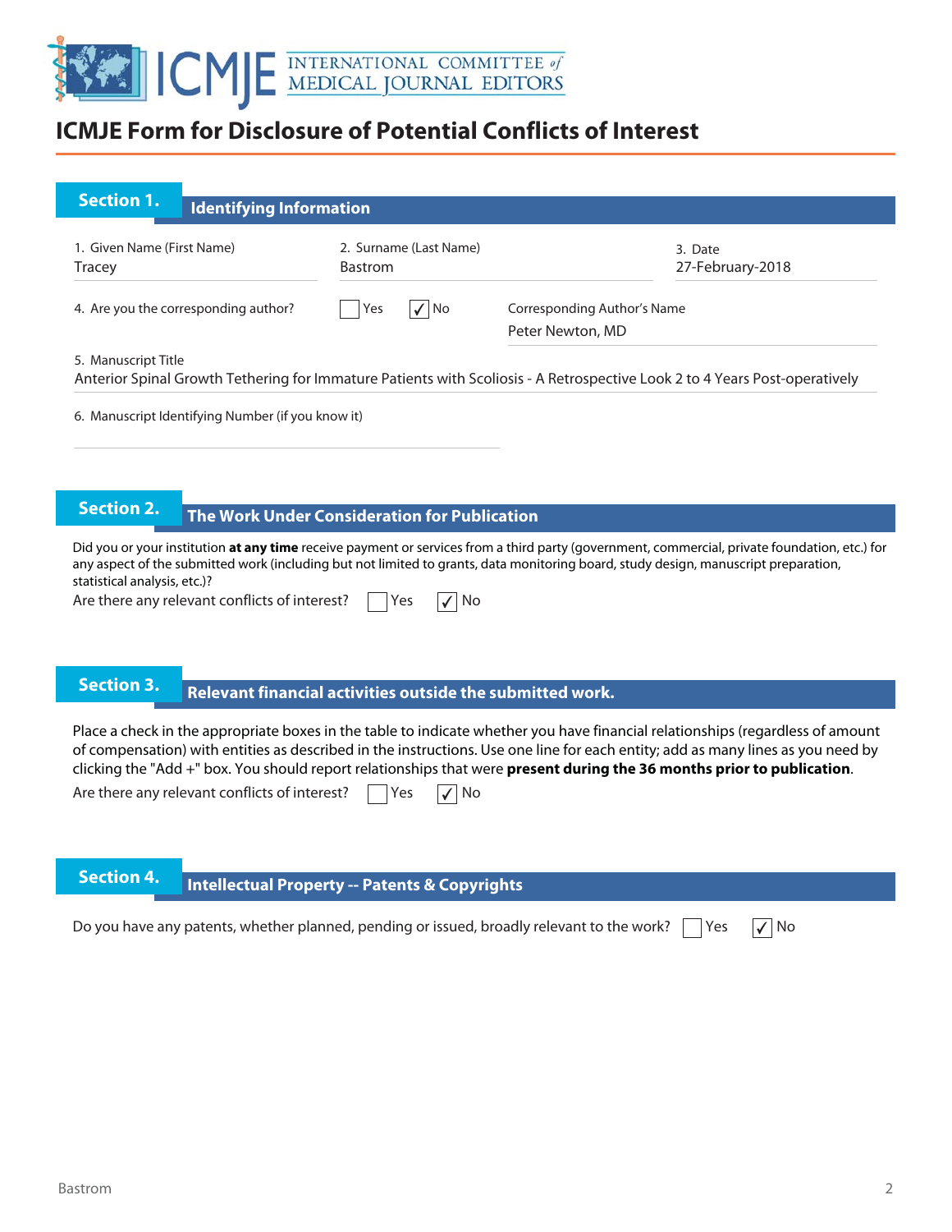# ICMJE Form for Disclosure of Potential Conflicts of Interest

## Section 1. Identifying Information

| 1. Given Name (First Name) | 2. Surname (Last Name) | 3. Date |
|---|---|---|
| Tracey | Bastrom | 27-February-2018 |

4. Are you the corresponding author? ☐ Yes ☑ No

Corresponding Author's Name: Peter Newton, MD

5. Manuscript Title

Anterior Spinal Growth Tethering for Immature Patients with Scoliosis - A Retrospective Look 2 to 4 Years Post-operatively

6. Manuscript Identifying Number (if you know it)

## Section 2. The Work Under Consideration for Publication

Did you or your institution **at any time** receive payment or services from a third party (government, commercial, private foundation, etc.) for any aspect of the submitted work (including but not limited to grants, data monitoring board, study design, manuscript preparation, statistical analysis, etc.)?

Are there any relevant conflicts of interest? ☐ Yes ☑ No

## Section 3. Relevant financial activities outside the submitted work.

Place a check in the appropriate boxes in the table to indicate whether you have financial relationships (regardless of amount of compensation) with entities as described in the instructions. Use one line for each entity; add as many lines as you need by clicking the "Add +" box. You should report relationships that were **present during the 36 months prior to publication**.

Are there any relevant conflicts of interest? ☐ Yes ☑ No

## Section 4. Intellectual Property -- Patents & Copyrights

Do you have any patents, whether planned, pending or issued, broadly relevant to the work? ☐ Yes ☑ No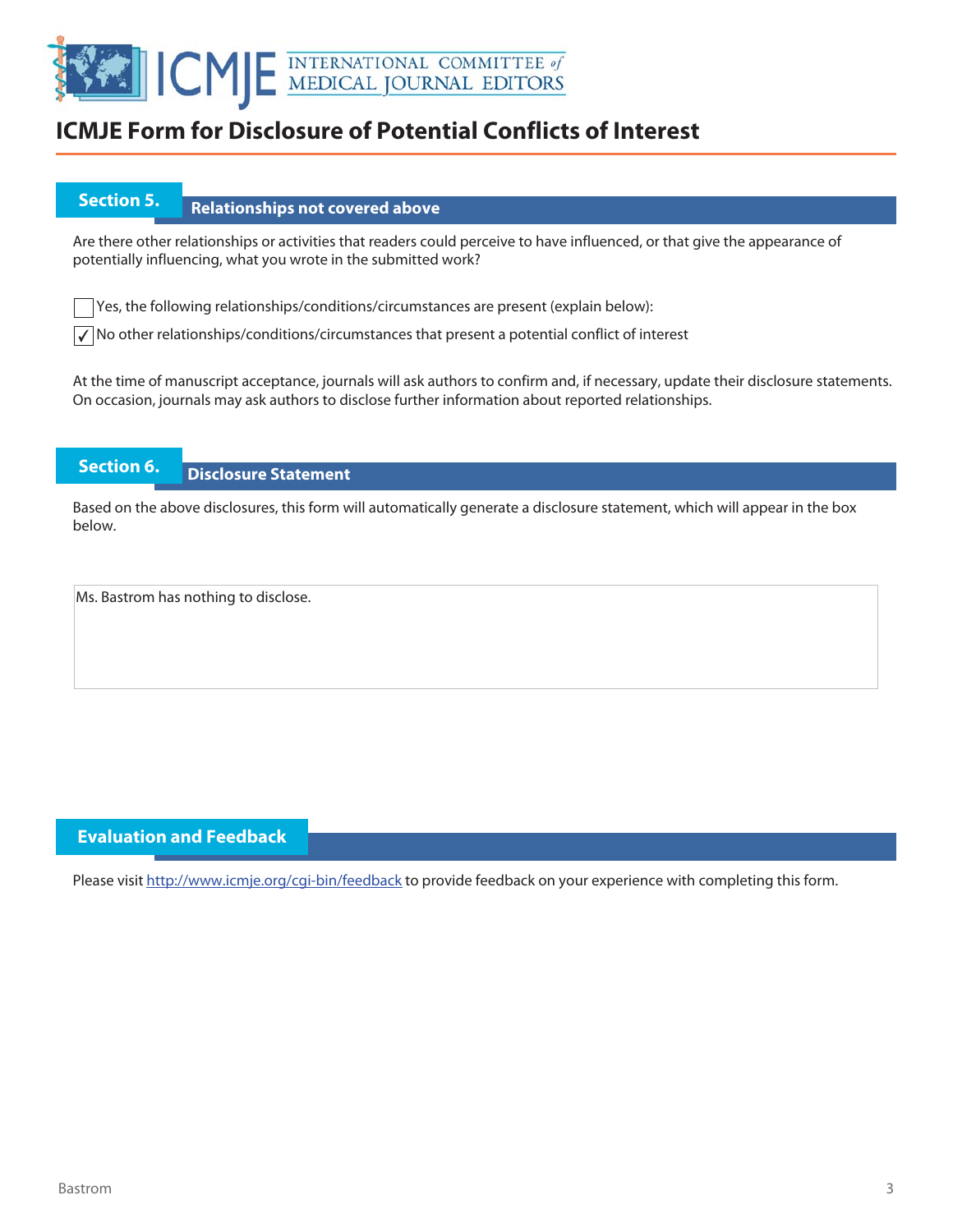# ICMJE Form for Disclosure of Potential Conflicts of Interest

## Section 5. Relationships not covered above

Are there other relationships or activities that readers could perceive to have influenced, or that give the appearance of potentially influencing, what you wrote in the submitted work?

☐ Yes, the following relationships/conditions/circumstances are present (explain below):

☑ No other relationships/conditions/circumstances that present a potential conflict of interest

At the time of manuscript acceptance, journals will ask authors to confirm and, if necessary, update their disclosure statements. On occasion, journals may ask authors to disclose further information about reported relationships.

## Section 6. Disclosure Statement

Based on the above disclosures, this form will automatically generate a disclosure statement, which will appear in the box below.

Ms. Bastrom has nothing to disclose.

## Evaluation and Feedback

Please visit http://www.icmje.org/cgi-bin/feedback to provide feedback on your experience with completing this form.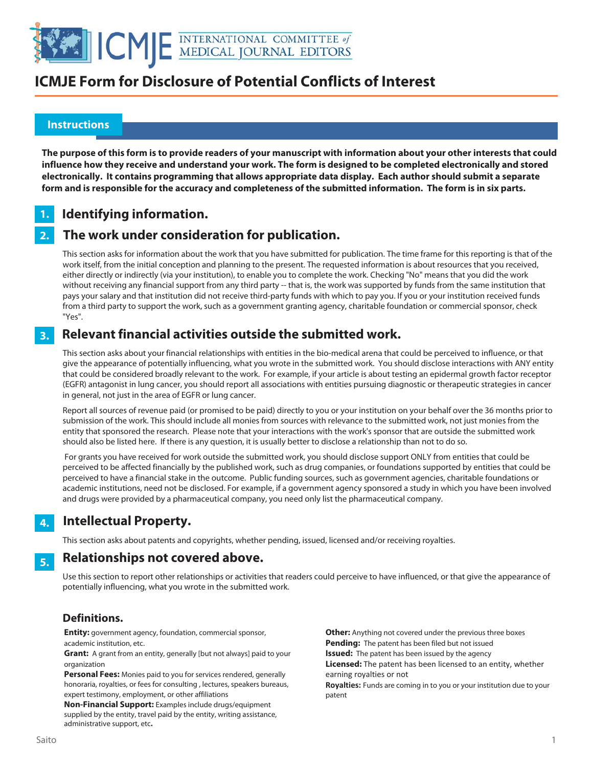# ICMJE Form for Disclosure of Potential Conflicts of Interest

## Instructions

**The purpose of this form is to provide readers of your manuscript with information about your other interests that could influence how they receive and understand your work. The form is designed to be completed electronically and stored electronically. It contains programming that allows appropriate data display. Each author should submit a separate form and is responsible for the accuracy and completeness of the submitted information. The form is in six parts.**

## 1. Identifying information.

## 2. The work under consideration for publication.

This section asks for information about the work that you have submitted for publication. The time frame for this reporting is that of the work itself, from the initial conception and planning to the present. The requested information is about resources that you received, either directly or indirectly (via your institution), to enable you to complete the work. Checking "No" means that you did the work without receiving any financial support from any third party -- that is, the work was supported by funds from the same institution that pays your salary and that institution did not receive third-party funds with which to pay you. If you or your institution received funds from a third party to support the work, such as a government granting agency, charitable foundation or commercial sponsor, check "Yes".

## 3. Relevant financial activities outside the submitted work.

This section asks about your financial relationships with entities in the bio-medical arena that could be perceived to influence, or that give the appearance of potentially influencing, what you wrote in the submitted work. You should disclose interactions with ANY entity that could be considered broadly relevant to the work. For example, if your article is about testing an epidermal growth factor receptor (EGFR) antagonist in lung cancer, you should report all associations with entities pursuing diagnostic or therapeutic strategies in cancer in general, not just in the area of EGFR or lung cancer.

Report all sources of revenue paid (or promised to be paid) directly to you or your institution on your behalf over the 36 months prior to submission of the work. This should include all monies from sources with relevance to the submitted work, not just monies from the entity that sponsored the research. Please note that your interactions with the work's sponsor that are outside the submitted work should also be listed here. If there is any question, it is usually better to disclose a relationship than not to do so.

For grants you have received for work outside the submitted work, you should disclose support ONLY from entities that could be perceived to be affected financially by the published work, such as drug companies, or foundations supported by entities that could be perceived to have a financial stake in the outcome. Public funding sources, such as government agencies, charitable foundations or academic institutions, need not be disclosed. For example, if a government agency sponsored a study in which you have been involved and drugs were provided by a pharmaceutical company, you need only list the pharmaceutical company.

## 4. Intellectual Property.

This section asks about patents and copyrights, whether pending, issued, licensed and/or receiving royalties.

## 5. Relationships not covered above.

Use this section to report other relationships or activities that readers could perceive to have influenced, or that give the appearance of potentially influencing, what you wrote in the submitted work.

### Definitions.

**Entity:** government agency, foundation, commercial sponsor, academic institution, etc.

**Grant:** A grant from an entity, generally [but not always] paid to your organization

**Personal Fees:** Monies paid to you for services rendered, generally honoraria, royalties, or fees for consulting , lectures, speakers bureaus, expert testimony, employment, or other affiliations

**Non-Financial Support:** Examples include drugs/equipment supplied by the entity, travel paid by the entity, writing assistance, administrative support, etc**.**

**Other:** Anything not covered under the previous three boxes

**Pending:** The patent has been filed but not issued

**Issued:** The patent has been issued by the agency

**Licensed:** The patent has been licensed to an entity, whether earning royalties or not

**Royalties:** Funds are coming in to you or your institution due to your patent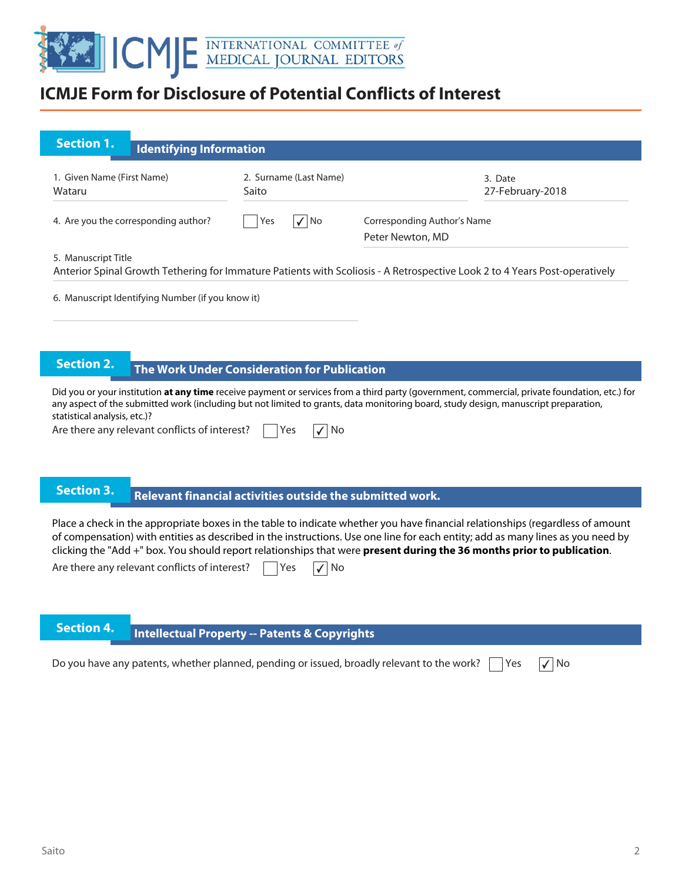# ICMJE Form for Disclosure of Potential Conflicts of Interest

## Section 1. Identifying Information

1. Given Name (First Name): Wataru
2. Surname (Last Name): Saito
3. Date: 27-February-2018
4. Are you the corresponding author? ☐ Yes ☑ No

Corresponding Author's Name: Peter Newton, MD

5. Manuscript Title: Anterior Spinal Growth Tethering for Immature Patients with Scoliosis - A Retrospective Look 2 to 4 Years Post-operatively

6. Manuscript Identifying Number (if you know it)

## Section 2. The Work Under Consideration for Publication

Did you or your institution **at any time** receive payment or services from a third party (government, commercial, private foundation, etc.) for any aspect of the submitted work (including but not limited to grants, data monitoring board, study design, manuscript preparation, statistical analysis, etc.)?

Are there any relevant conflicts of interest? ☐ Yes ☑ No

## Section 3. Relevant financial activities outside the submitted work.

Place a check in the appropriate boxes in the table to indicate whether you have financial relationships (regardless of amount of compensation) with entities as described in the instructions. Use one line for each entity; add as many lines as you need by clicking the "Add +" box. You should report relationships that were **present during the 36 months prior to publication**.

Are there any relevant conflicts of interest? ☐ Yes ☑ No

## Section 4. Intellectual Property -- Patents & Copyrights

Do you have any patents, whether planned, pending or issued, broadly relevant to the work? ☐ Yes ☑ No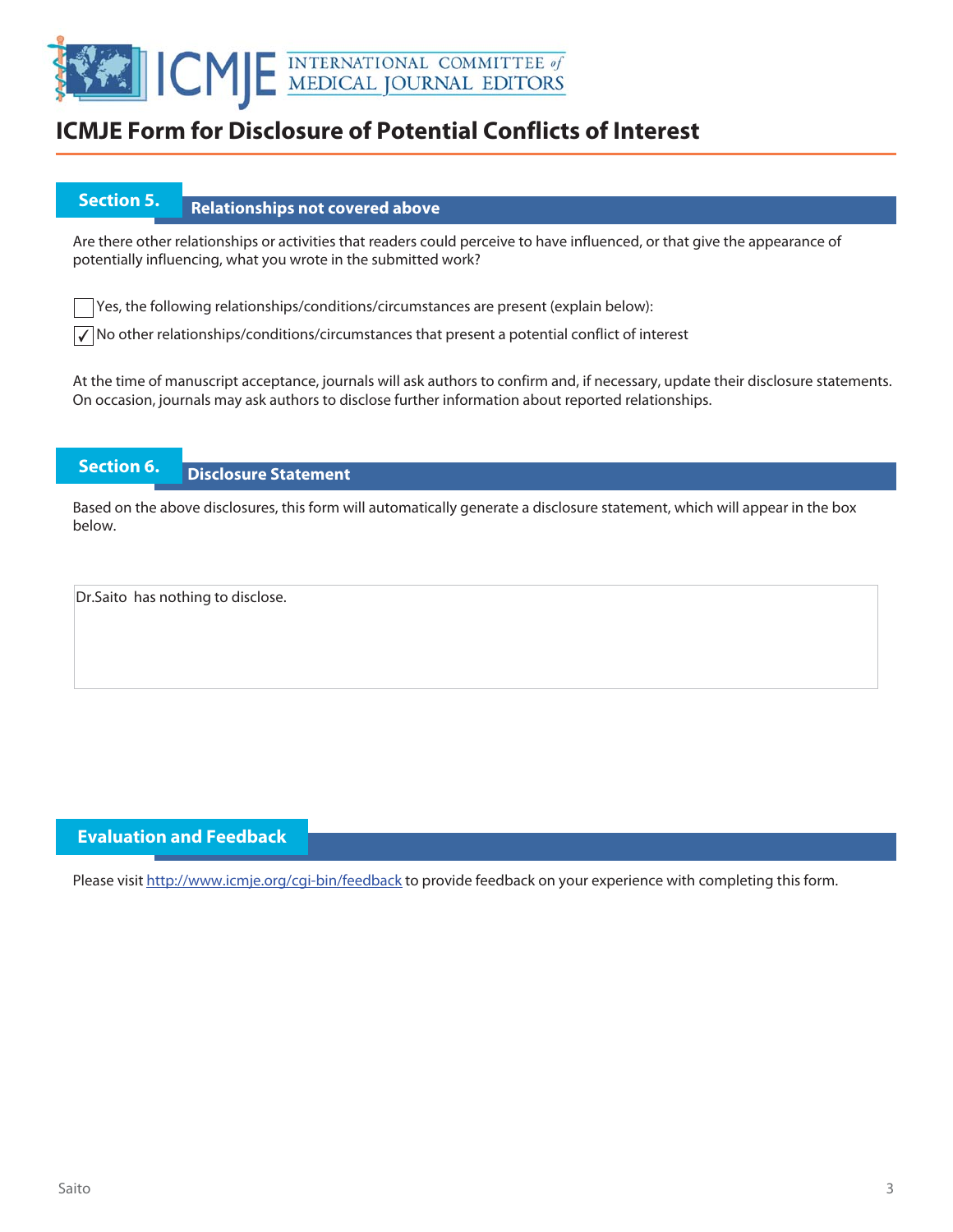# ICMJE Form for Disclosure of Potential Conflicts of Interest

## Section 5. Relationships not covered above

Are there other relationships or activities that readers could perceive to have influenced, or that give the appearance of potentially influencing, what you wrote in the submitted work?

☐ Yes, the following relationships/conditions/circumstances are present (explain below):

☑ No other relationships/conditions/circumstances that present a potential conflict of interest

At the time of manuscript acceptance, journals will ask authors to confirm and, if necessary, update their disclosure statements. On occasion, journals may ask authors to disclose further information about reported relationships.

## Section 6. Disclosure Statement

Based on the above disclosures, this form will automatically generate a disclosure statement, which will appear in the box below.

Dr.Saito has nothing to disclose.

## Evaluation and Feedback

Please visit http://www.icmje.org/cgi-bin/feedback to provide feedback on your experience with completing this form.